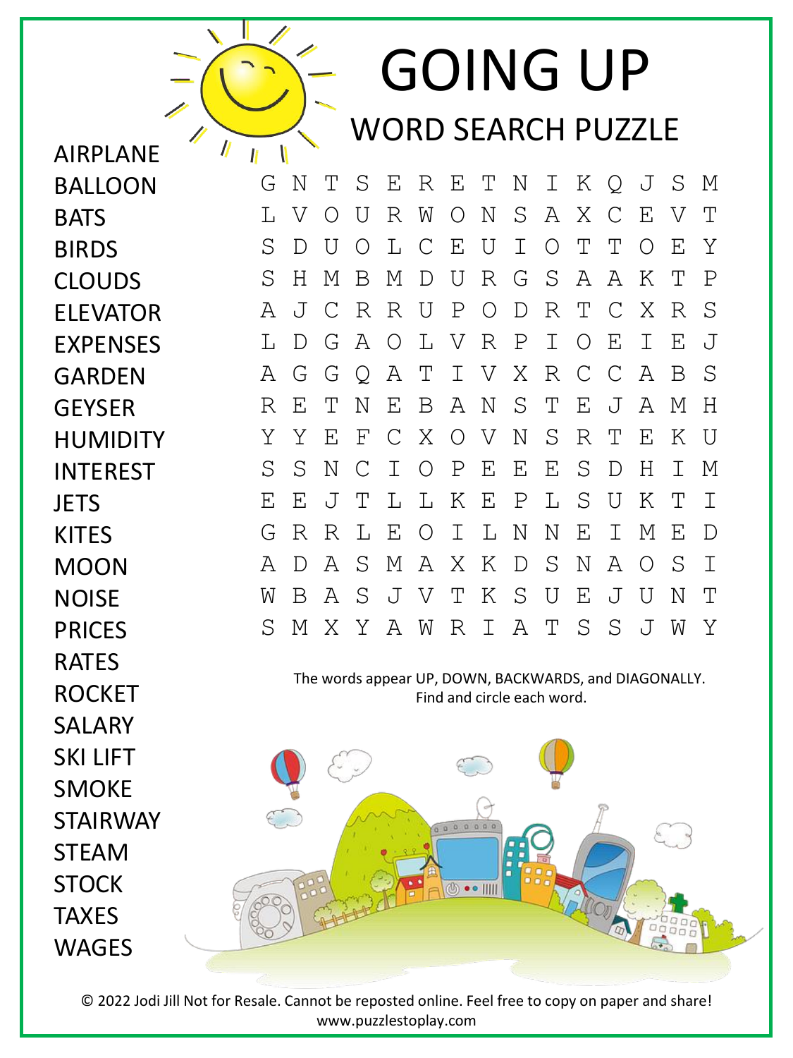# GOING UP

## WORD SEARCH PUZZLE

- AIRPLANE
- BALLOON
- BATS
- BIRDS
- CLOUDS
- ELEVATOR
- EXPENSES
- GARDEN
- GEYSER
- HUMIDITY
- INTEREST
- JETS
- KITES
- MOON
- NOISE
- PRICES
- RATES
- ROCKET
- SALARY
- SKI LIFT
- SMOKE
- STAIRWAY
- STEAM
- STOCK
- TAXES
- WAGES

```
G N T S E R E T N I K Q J S M
L V O U R W O N S A X C E V T
S D U O L C E U I O T T O E Y
S H M B M D U R G S A A K T P
A J C R R U P O D R T C X R S
L D G A O L V R P I O E I E J
A G G Q A T I V X R C C A B S
R E T N E B A N S T E J A M H
Y Y E F C X O V N S R T E K U
S S N C I O P E E E S D H I M
E E J T L L K E P L S U K T I
G R R L E O I L N N E I M E D
A D A S M A X K D S N A O S I
W B A S J V T K S U E J U N T
S M X Y A W R I A T S S J W Y
```

The words appear UP, DOWN, BACKWARDS, and DIAGONALLY.
Find and circle each word.

© 2022 Jodi Jill Not for Resale. Cannot be reposted online. Feel free to copy on paper and share!
www.puzzlestoplay.com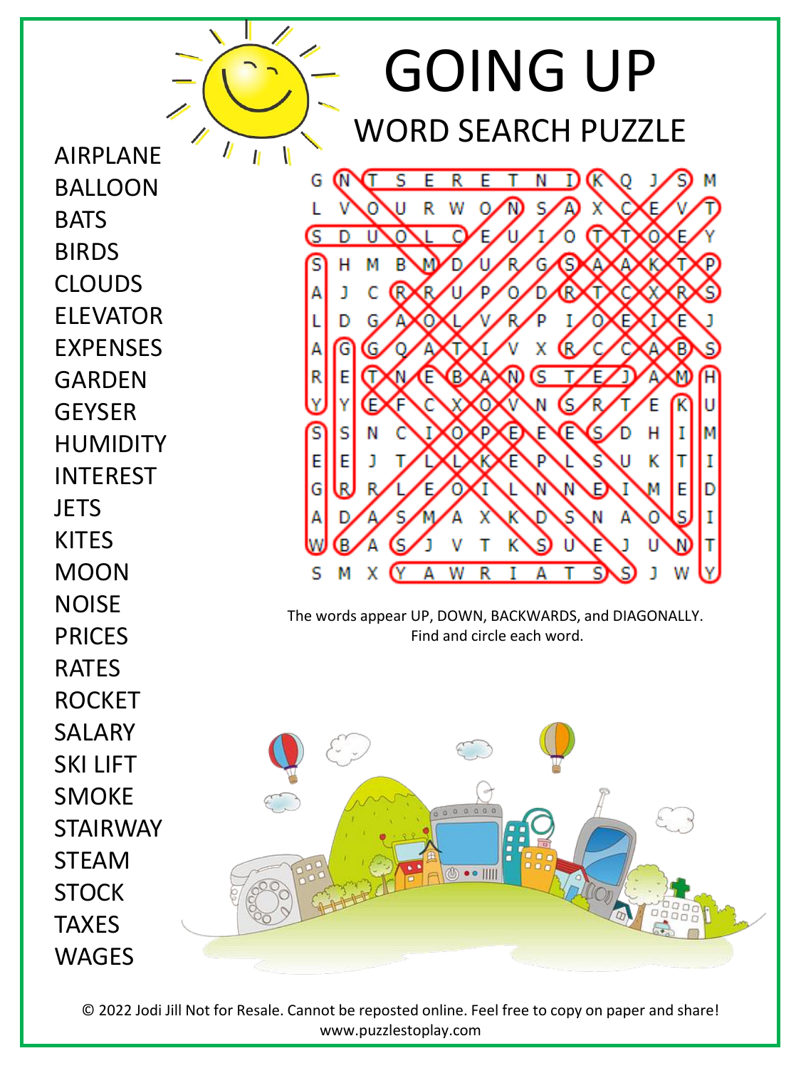# GOING UP

## WORD SEARCH PUZZLE

- AIRPLANE
- BALLOON
- BATS
- BIRDS
- CLOUDS
- ELEVATOR
- EXPENSES
- GARDEN
- GEYSER
- HUMIDITY
- INTEREST
- JETS
- KITES
- MOON
- NOISE
- PRICES
- RATES
- ROCKET
- SALARY
- SKI LIFT
- SMOKE
- STAIRWAY
- STEAM
- STOCK
- TAXES
- WAGES

| | | | | | | | | | | | | | | |
|---|---|---|---|---|---|---|---|---|---|---|---|---|---|---|
| G | N | T | S | E | R | E | T | N | I | K | Q | J | S | M |
| L | V | O | U | R | W | O | N | S | A | X | C | E | V | T |
| S | D | U | O | L | C | E | U | I | O | T | T | O | E | Y |
| S | H | M | B | M | D | U | R | G | S | A | A | K | T | P |
| A | J | C | R | R | U | P | O | D | R | T | C | X | R | S |
| L | D | G | A | O | L | V | R | P | I | O | E | I | E | J |
| A | G | G | Q | A | T | I | V | X | R | C | C | A | B | S |
| R | E | T | N | E | B | A | N | S | T | E | J | A | M | H |
| Y | Y | E | F | C | X | O | V | N | S | R | T | E | K | U |
| S | S | N | C | I | O | P | E | E | E | S | D | H | I | M |
| E | E | J | T | L | L | K | E | P | L | S | U | K | T | I |
| G | R | R | L | E | O | I | L | N | N | E | I | M | E | D |
| A | D | A | S | M | A | X | K | D | S | N | A | O | S | I |
| W | B | A | S | J | V | T | K | S | U | E | J | U | N | T |
| S | M | X | Y | A | W | R | I | A | T | S | S | J | W | Y |

The words appear UP, DOWN, BACKWARDS, and DIAGONALLY.
Find and circle each word.

© 2022 Jodi Jill Not for Resale. Cannot be reposted online. Feel free to copy on paper and share!
www.puzzlestoplay.com